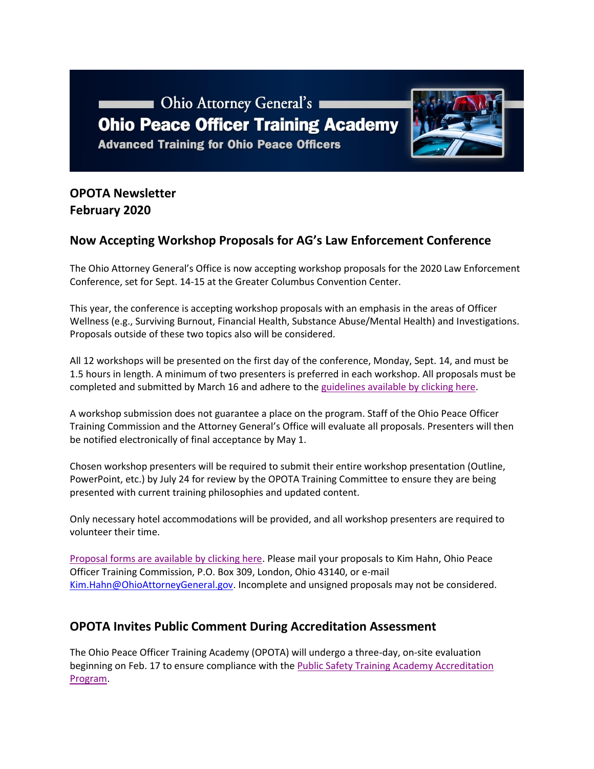Ohio Attorney General's

# Ohio Peace Officer Training Academy

**Advanced Training for Ohio Peace Officers**

## OPOTA Newsletter
## February 2020

## Now Accepting Workshop Proposals for AG's Law Enforcement Conference

The Ohio Attorney General's Office is now accepting workshop proposals for the 2020 Law Enforcement Conference, set for Sept. 14-15 at the Greater Columbus Convention Center.

This year, the conference is accepting workshop proposals with an emphasis in the areas of Officer Wellness (e.g., Surviving Burnout, Financial Health, Substance Abuse/Mental Health) and Investigations. Proposals outside of these two topics also will be considered.

All 12 workshops will be presented on the first day of the conference, Monday, Sept. 14, and must be 1.5 hours in length. A minimum of two presenters is preferred in each workshop. All proposals must be completed and submitted by March 16 and adhere to the guidelines available by clicking here.

A workshop submission does not guarantee a place on the program. Staff of the Ohio Peace Officer Training Commission and the Attorney General's Office will evaluate all proposals. Presenters will then be notified electronically of final acceptance by May 1.

Chosen workshop presenters will be required to submit their entire workshop presentation (Outline, PowerPoint, etc.) by July 24 for review by the OPOTA Training Committee to ensure they are being presented with current training philosophies and updated content.

Only necessary hotel accommodations will be provided, and all workshop presenters are required to volunteer their time.

Proposal forms are available by clicking here. Please mail your proposals to Kim Hahn, Ohio Peace Officer Training Commission, P.O. Box 309, London, Ohio 43140, or e-mail Kim.Hahn@OhioAttorneyGeneral.gov. Incomplete and unsigned proposals may not be considered.

## OPOTA Invites Public Comment During Accreditation Assessment

The Ohio Peace Officer Training Academy (OPOTA) will undergo a three-day, on-site evaluation beginning on Feb. 17 to ensure compliance with the Public Safety Training Academy Accreditation Program.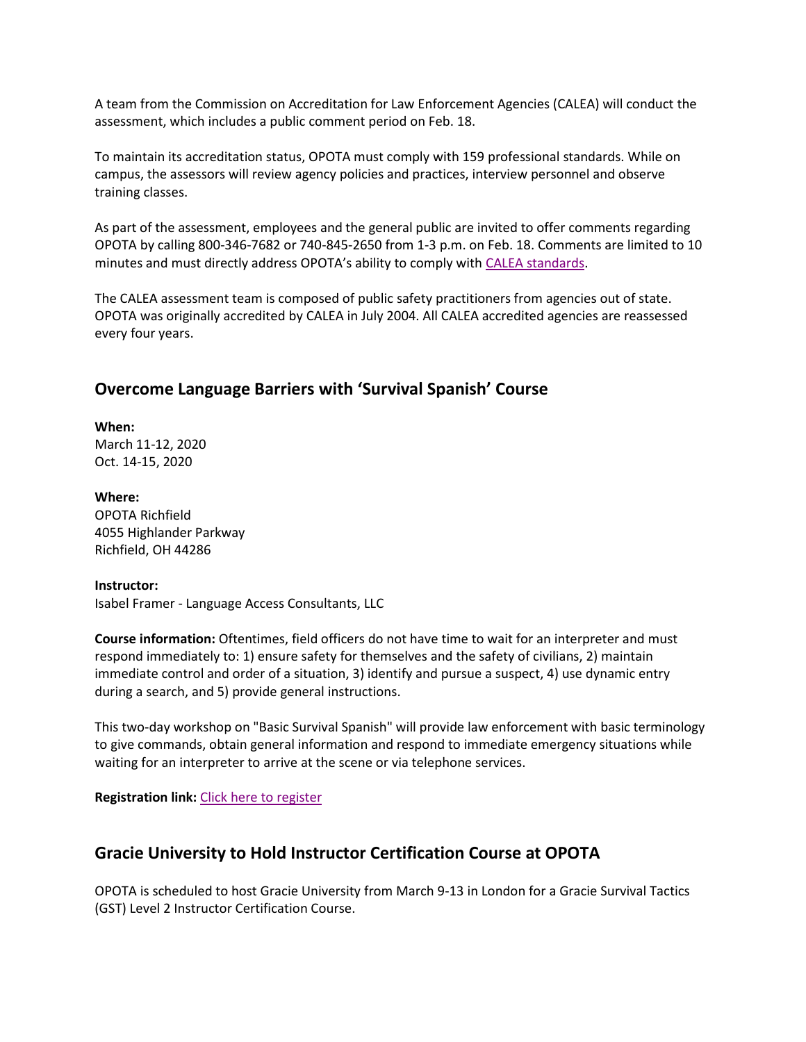A team from the Commission on Accreditation for Law Enforcement Agencies (CALEA) will conduct the assessment, which includes a public comment period on Feb. 18.

To maintain its accreditation status, OPOTA must comply with 159 professional standards. While on campus, the assessors will review agency policies and practices, interview personnel and observe training classes.

As part of the assessment, employees and the general public are invited to offer comments regarding OPOTA by calling 800-346-7682 or 740-845-2650 from 1-3 p.m. on Feb. 18. Comments are limited to 10 minutes and must directly address OPOTA's ability to comply with CALEA standards.

The CALEA assessment team is composed of public safety practitioners from agencies out of state. OPOTA was originally accredited by CALEA in July 2004. All CALEA accredited agencies are reassessed every four years.

## Overcome Language Barriers with 'Survival Spanish' Course

**When:**
March 11-12, 2020
Oct. 14-15, 2020

**Where:**
OPOTA Richfield
4055 Highlander Parkway
Richfield, OH 44286

**Instructor:**
Isabel Framer - Language Access Consultants, LLC

**Course information:** Oftentimes, field officers do not have time to wait for an interpreter and must respond immediately to: 1) ensure safety for themselves and the safety of civilians, 2) maintain immediate control and order of a situation, 3) identify and pursue a suspect, 4) use dynamic entry during a search, and 5) provide general instructions.

This two-day workshop on "Basic Survival Spanish" will provide law enforcement with basic terminology to give commands, obtain general information and respond to immediate emergency situations while waiting for an interpreter to arrive at the scene or via telephone services.

**Registration link:** Click here to register

## Gracie University to Hold Instructor Certification Course at OPOTA

OPOTA is scheduled to host Gracie University from March 9-13 in London for a Gracie Survival Tactics (GST) Level 2 Instructor Certification Course.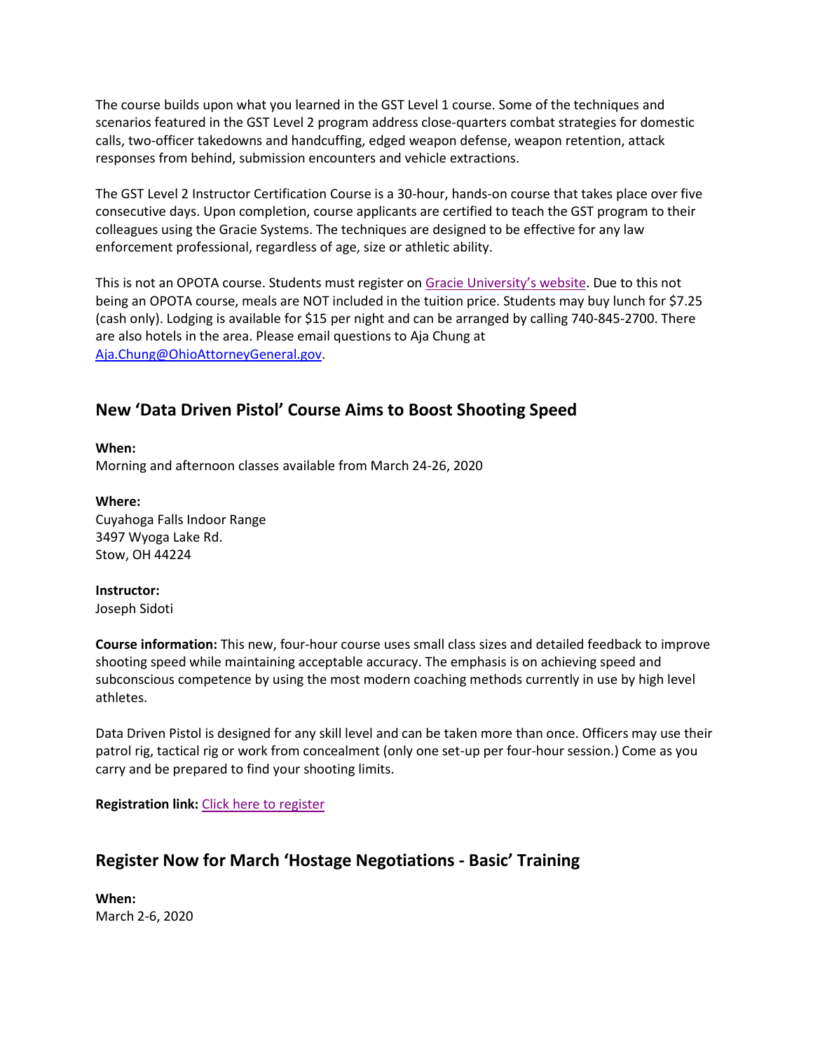The course builds upon what you learned in the GST Level 1 course. Some of the techniques and scenarios featured in the GST Level 2 program address close-quarters combat strategies for domestic calls, two-officer takedowns and handcuffing, edged weapon defense, weapon retention, attack responses from behind, submission encounters and vehicle extractions.

The GST Level 2 Instructor Certification Course is a 30-hour, hands-on course that takes place over five consecutive days. Upon completion, course applicants are certified to teach the GST program to their colleagues using the Gracie Systems. The techniques are designed to be effective for any law enforcement professional, regardless of age, size or athletic ability.

This is not an OPOTA course. Students must register on Gracie University's website. Due to this not being an OPOTA course, meals are NOT included in the tuition price. Students may buy lunch for $7.25 (cash only). Lodging is available for $15 per night and can be arranged by calling 740-845-2700. There are also hotels in the area. Please email questions to Aja Chung at Aja.Chung@OhioAttorneyGeneral.gov.

## New 'Data Driven Pistol' Course Aims to Boost Shooting Speed

**When:**
Morning and afternoon classes available from March 24-26, 2020

**Where:**
Cuyahoga Falls Indoor Range
3497 Wyoga Lake Rd.
Stow, OH 44224

**Instructor:**
Joseph Sidoti

**Course information:** This new, four-hour course uses small class sizes and detailed feedback to improve shooting speed while maintaining acceptable accuracy. The emphasis is on achieving speed and subconscious competence by using the most modern coaching methods currently in use by high level athletes.

Data Driven Pistol is designed for any skill level and can be taken more than once. Officers may use their patrol rig, tactical rig or work from concealment (only one set-up per four-hour session.) Come as you carry and be prepared to find your shooting limits.

**Registration link:** Click here to register

## Register Now for March 'Hostage Negotiations - Basic' Training

**When:**
March 2-6, 2020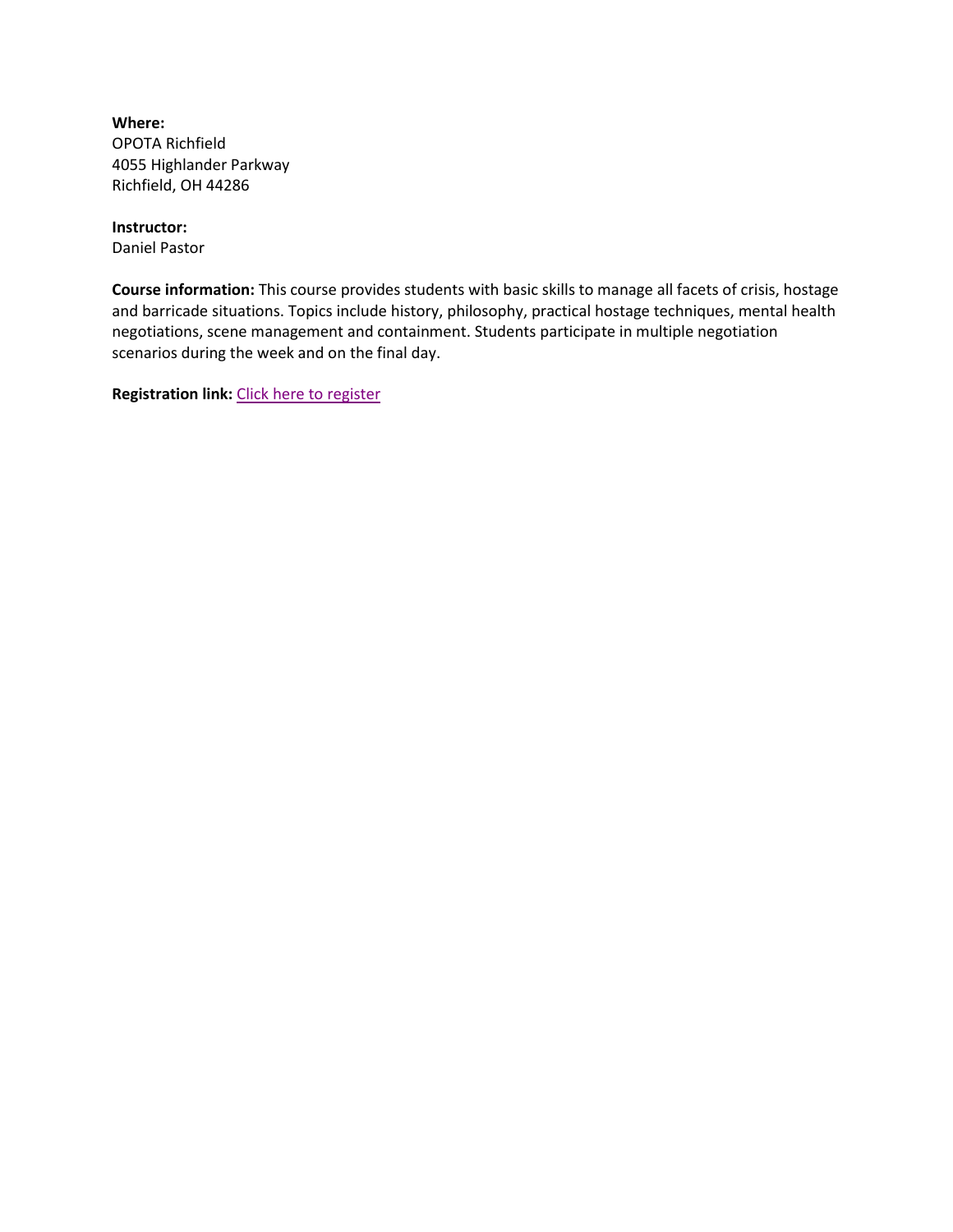**Where:**
OPOTA Richfield
4055 Highlander Parkway
Richfield, OH 44286

**Instructor:**
Daniel Pastor

**Course information:** This course provides students with basic skills to manage all facets of crisis, hostage and barricade situations. Topics include history, philosophy, practical hostage techniques, mental health negotiations, scene management and containment. Students participate in multiple negotiation scenarios during the week and on the final day.

**Registration link:** Click here to register